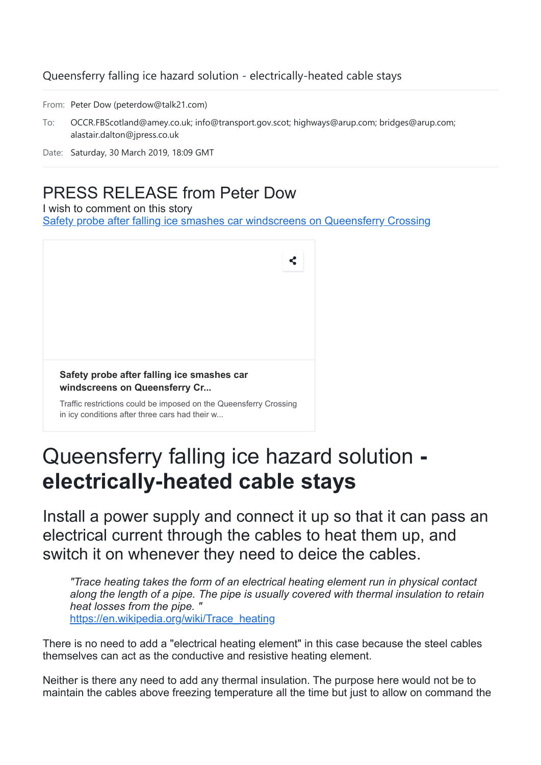Queensferry falling ice hazard solution - electrically-heated cable stays

From: Peter Dow (peterdow@talk21.com)

To: OCCR.FBScotland@amey.co.uk; info@transport.gov.scot; highways@arup.com; bridges@arup.com; alastair.dalton@jpress.co.uk

Date: Saturday, 30 March 2019, 18:09 GMT

## PRESS RELEASE from Peter Dow

I wish to comment on this story
[Safety probe after falling ice smashes car windscreens on Queensferry Crossing]()

**Safety probe after falling ice smashes car windscreens on Queensferry Cr...**

Traffic restrictions could be imposed on the Queensferry Crossing in icy conditions after three cars had their w...

# Queensferry falling ice hazard solution - **electrically-heated cable stays**

## Install a power supply and connect it up so that it can pass an electrical current through the cables to heat them up, and switch it on whenever they need to deice the cables.

> *"Trace heating takes the form of an electrical heating element run in physical contact along the length of a pipe. The pipe is usually covered with thermal insulation to retain heat losses from the pipe. "*
> [https://en.wikipedia.org/wiki/Trace_heating](https://en.wikipedia.org/wiki/Trace_heating)

There is no need to add a "electrical heating element" in this case because the steel cables themselves can act as the conductive and resistive heating element.

Neither is there any need to add any thermal insulation. The purpose here would not be to maintain the cables above freezing temperature all the time but just to allow on command the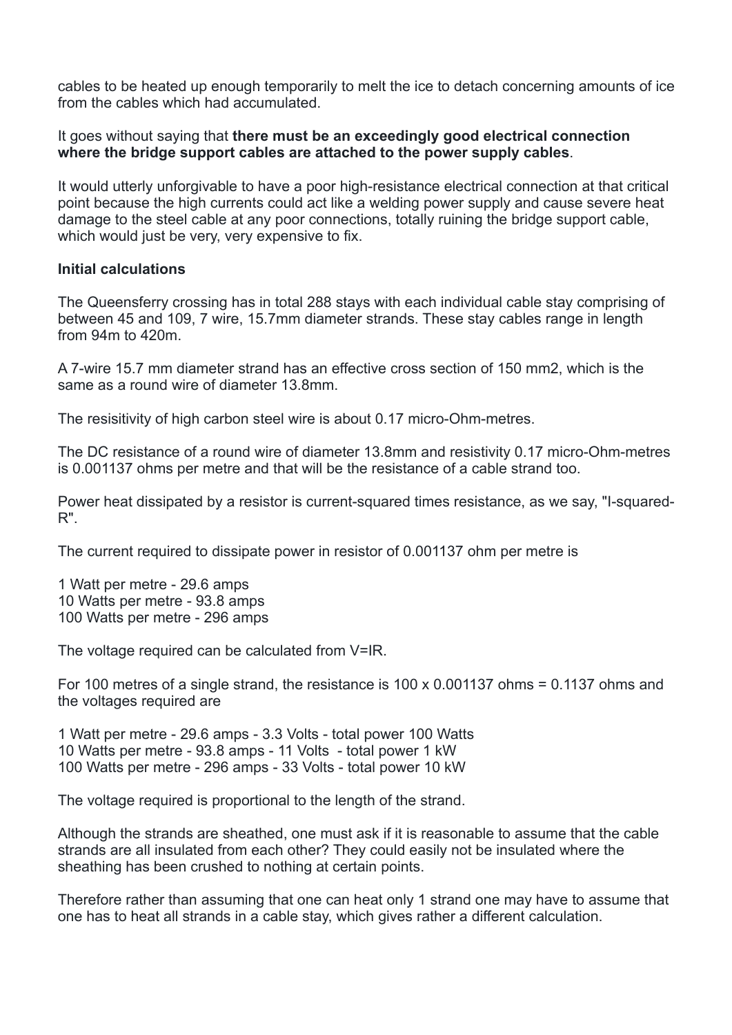cables to be heated up enough temporarily to melt the ice to detach concerning amounts of ice from the cables which had accumulated.

It goes without saying that **there must be an exceedingly good electrical connection where the bridge support cables are attached to the power supply cables**.

It would utterly unforgivable to have a poor high-resistance electrical connection at that critical point because the high currents could act like a welding power supply and cause severe heat damage to the steel cable at any poor connections, totally ruining the bridge support cable, which would just be very, very expensive to fix.

**Initial calculations**

The Queensferry crossing has in total 288 stays with each individual cable stay comprising of between 45 and 109, 7 wire, 15.7mm diameter strands. These stay cables range in length from 94m to 420m.

A 7-wire 15.7 mm diameter strand has an effective cross section of 150 mm2, which is the same as a round wire of diameter 13.8mm.

The resisitivity of high carbon steel wire is about 0.17 micro-Ohm-metres.

The DC resistance of a round wire of diameter 13.8mm and resistivity 0.17 micro-Ohm-metres is 0.001137 ohms per metre and that will be the resistance of a cable strand too.

Power heat dissipated by a resistor is current-squared times resistance, as we say, "I-squared-R".

The current required to dissipate power in resistor of 0.001137 ohm per metre is

1 Watt per metre - 29.6 amps
10 Watts per metre - 93.8 amps
100 Watts per metre - 296 amps

The voltage required can be calculated from V=IR.

For 100 metres of a single strand, the resistance is 100 x 0.001137 ohms = 0.1137 ohms and the voltages required are

1 Watt per metre - 29.6 amps - 3.3 Volts - total power 100 Watts
10 Watts per metre - 93.8 amps - 11 Volts - total power 1 kW
100 Watts per metre - 296 amps - 33 Volts - total power 10 kW

The voltage required is proportional to the length of the strand.

Although the strands are sheathed, one must ask if it is reasonable to assume that the cable strands are all insulated from each other? They could easily not be insulated where the sheathing has been crushed to nothing at certain points.

Therefore rather than assuming that one can heat only 1 strand one may have to assume that one has to heat all strands in a cable stay, which gives rather a different calculation.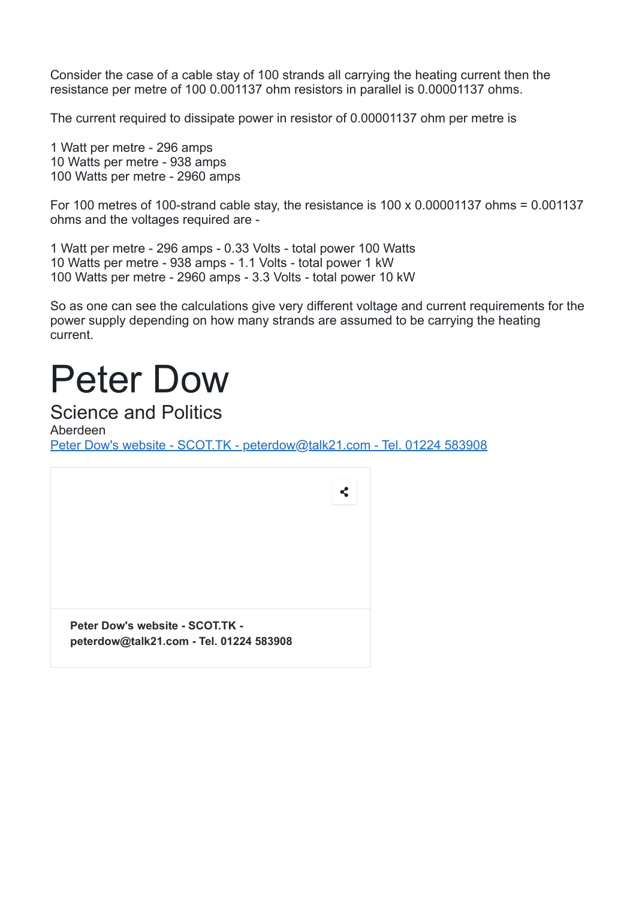Consider the case of a cable stay of 100 strands all carrying the heating current then the resistance per metre of 100 0.001137 ohm resistors in parallel is 0.00001137 ohms.

The current required to dissipate power in resistor of 0.00001137 ohm per metre is

1 Watt per metre - 296 amps
10 Watts per metre - 938 amps
100 Watts per metre - 2960 amps

For 100 metres of 100-strand cable stay, the resistance is 100 x 0.00001137 ohms = 0.001137 ohms and the voltages required are -

1 Watt per metre - 296 amps - 0.33 Volts - total power 100 Watts
10 Watts per metre - 938 amps - 1.1 Volts - total power 1 kW
100 Watts per metre - 2960 amps - 3.3 Volts - total power 10 kW

So as one can see the calculations give very different voltage and current requirements for the power supply depending on how many strands are assumed to be carrying the heating current.

# Peter Dow

## Science and Politics

Aberdeen

[Peter Dow's website - SCOT.TK - peterdow@talk21.com - Tel. 01224 583908]

**Peter Dow's website - SCOT.TK - peterdow@talk21.com - Tel. 01224 583908**